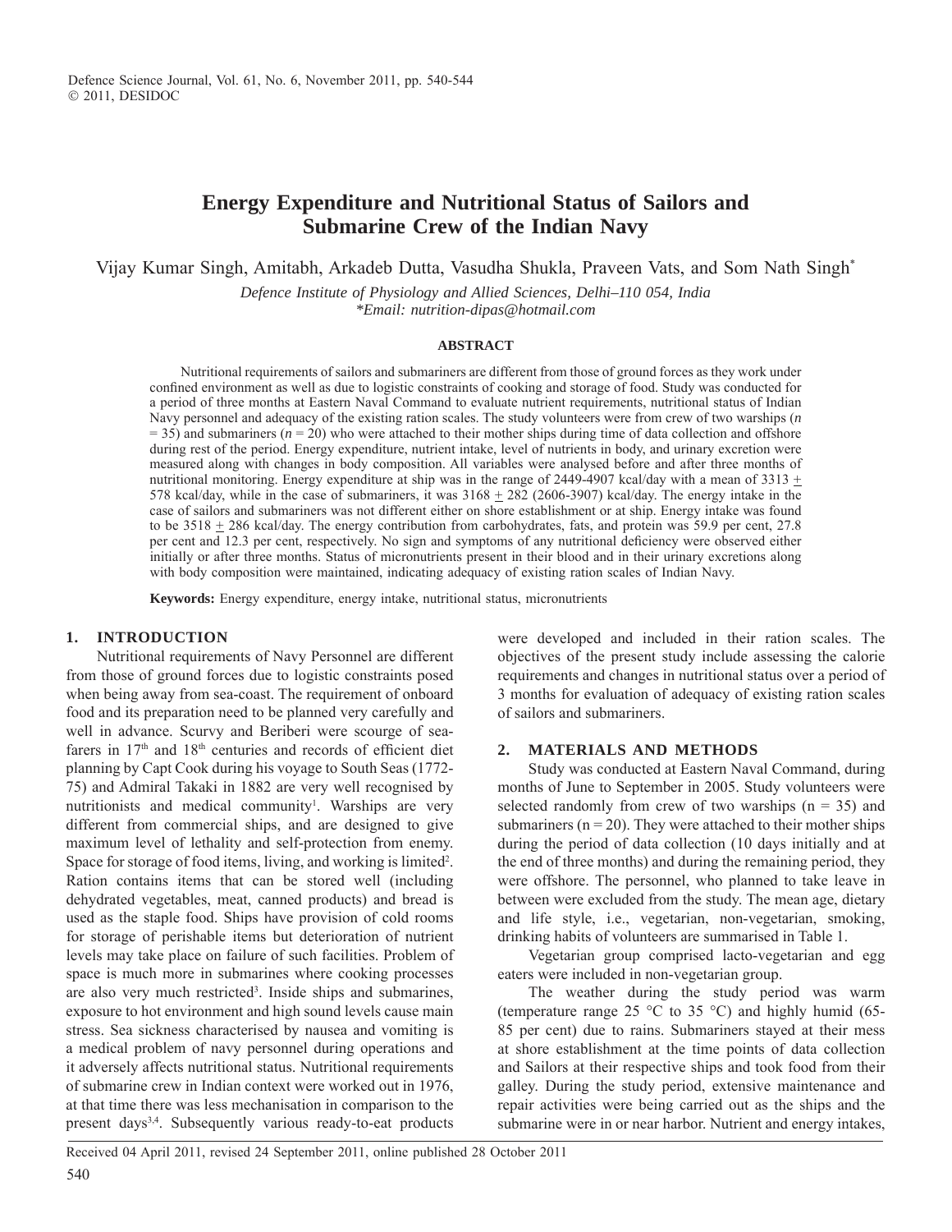# Energy Expenditure and Nutritional Status of Sailors and Submarine Crew of the Indian Navy

Vijay Kumar Singh, Amitabh, Arkadeb Dutta, Vasudha Shukla, Praveen Vats, and Som Nath Singh*

*Defence Institute of Physiology and Allied Sciences, Delhi–110 054, India*
*\*Email: nutrition-dipas@hotmail.com*

### ABSTRACT

Nutritional requirements of sailors and submariners are different from those of ground forces as they work under confined environment as well as due to logistic constraints of cooking and storage of food. Study was conducted for a period of three months at Eastern Naval Command to evaluate nutrient requirements, nutritional status of Indian Navy personnel and adequacy of the existing ration scales. The study volunteers were from crew of two warships ($n$ = 35) and submariners ($n$ = 20) who were attached to their mother ships during time of data collection and offshore during rest of the period. Energy expenditure, nutrient intake, level of nutrients in body, and urinary excretion were measured along with changes in body composition. All variables were analysed before and after three months of nutritional monitoring. Energy expenditure at ship was in the range of 2449-4907 kcal/day with a mean of 3313 ± 578 kcal/day, while in the case of submariners, it was 3168 ± 282 (2606-3907) kcal/day. The energy intake in the case of sailors and submariners was not different either on shore establishment or at ship. Energy intake was found to be 3518 ± 286 kcal/day. The energy contribution from carbohydrates, fats, and protein was 59.9 per cent, 27.8 per cent and 12.3 per cent, respectively. No sign and symptoms of any nutritional deficiency were observed either initially or after three months. Status of micronutrients present in their blood and in their urinary excretions along with body composition were maintained, indicating adequacy of existing ration scales of Indian Navy.

**Keywords:** Energy expenditure, energy intake, nutritional status, micronutrients

## 1. INTRODUCTION

Nutritional requirements of Navy Personnel are different from those of ground forces due to logistic constraints posed when being away from sea-coast. The requirement of onboard food and its preparation need to be planned very carefully and well in advance. Scurvy and Beriberi were scourge of sea-farers in 17th and 18th centuries and records of efficient diet planning by Capt Cook during his voyage to South Seas (1772-75) and Admiral Takaki in 1882 are very well recognised by nutritionists and medical community[1]. Warships are very different from commercial ships, and are designed to give maximum level of lethality and self-protection from enemy. Space for storage of food items, living, and working is limited[2]. Ration contains items that can be stored well (including dehydrated vegetables, meat, canned products) and bread is used as the staple food. Ships have provision of cold rooms for storage of perishable items but deterioration of nutrient levels may take place on failure of such facilities. Problem of space is much more in submarines where cooking processes are also very much restricted[3]. Inside ships and submarines, exposure to hot environment and high sound levels cause main stress. Sea sickness characterised by nausea and vomiting is a medical problem of navy personnel during operations and it adversely affects nutritional status. Nutritional requirements of submarine crew in Indian context were worked out in 1976, at that time there was less mechanisation in comparison to the present days[3,4]. Subsequently various ready-to-eat products were developed and included in their ration scales. The objectives of the present study include assessing the calorie requirements and changes in nutritional status over a period of 3 months for evaluation of adequacy of existing ration scales of sailors and submariners.

## 2. MATERIALS AND METHODS

Study was conducted at Eastern Naval Command, during months of June to September in 2005. Study volunteers were selected randomly from crew of two warships (n = 35) and submariners (n = 20). They were attached to their mother ships during the period of data collection (10 days initially and at the end of three months) and during the remaining period, they were offshore. The personnel, who planned to take leave in between were excluded from the study. The mean age, dietary and life style, i.e., vegetarian, non-vegetarian, smoking, drinking habits of volunteers are summarised in Table 1.

Vegetarian group comprised lacto-vegetarian and egg eaters were included in non-vegetarian group.

The weather during the study period was warm (temperature range 25 °C to 35 °C) and highly humid (65-85 per cent) due to rains. Submariners stayed at their mess at shore establishment at the time points of data collection and Sailors at their respective ships and took food from their galley. During the study period, extensive maintenance and repair activities were being carried out as the ships and the submarine were in or near harbor. Nutrient and energy intakes,

Received 04 April 2011, revised 24 September 2011, online published 28 October 2011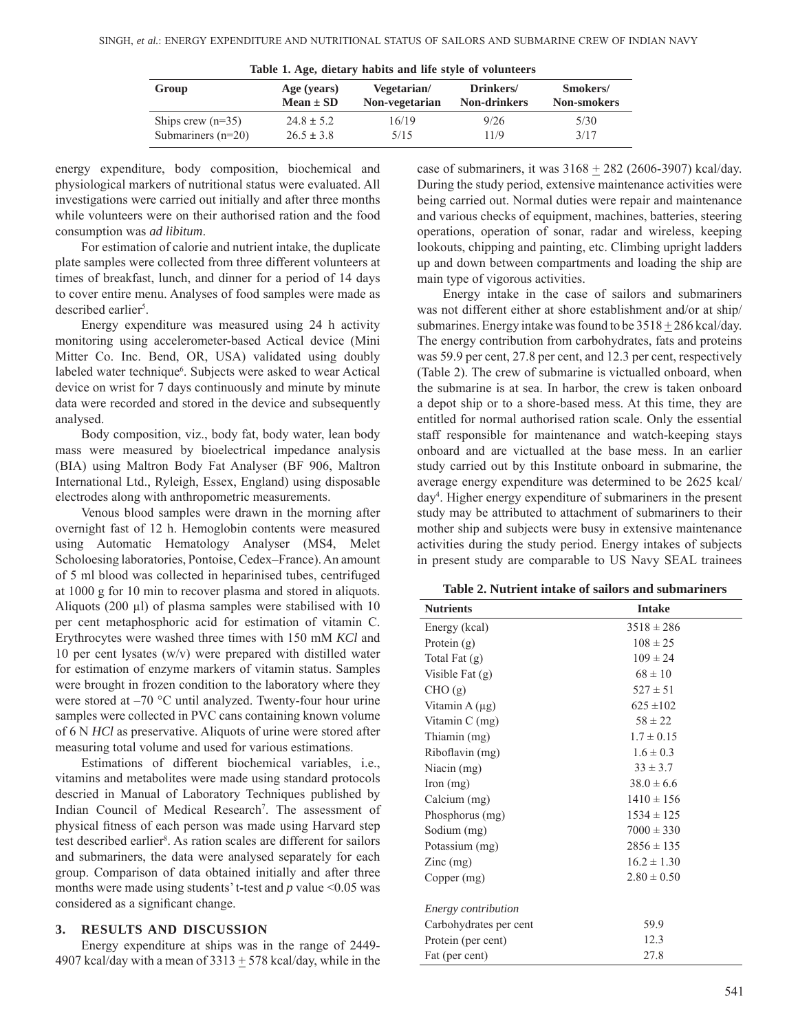**Table 1. Age, dietary habits and life style of volunteers**

| Group | Age (years) Mean ± SD | Vegetarian/ Non-vegetarian | Drinkers/ Non-drinkers | Smokers/ Non-smokers |
|---|---|---|---|---|
| Ships crew (n=35) | 24.8 ± 5.2 | 16/19 | 9/26 | 5/30 |
| Submariners (n=20) | 26.5 ± 3.8 | 5/15 | 11/9 | 3/17 |

energy expenditure, body composition, biochemical and physiological markers of nutritional status were evaluated. All investigations were carried out initially and after three months while volunteers were on their authorised ration and the food consumption was *ad libitum*.

For estimation of calorie and nutrient intake, the duplicate plate samples were collected from three different volunteers at times of breakfast, lunch, and dinner for a period of 14 days to cover entire menu. Analyses of food samples were made as described earlier[5].

Energy expenditure was measured using 24 h activity monitoring using accelerometer-based Actical device (Mini Mitter Co. Inc. Bend, OR, USA) validated using doubly labeled water technique[6]. Subjects were asked to wear Actical device on wrist for 7 days continuously and minute by minute data were recorded and stored in the device and subsequently analysed.

Body composition, viz., body fat, body water, lean body mass were measured by bioelectrical impedance analysis (BIA) using Maltron Body Fat Analyser (BF 906, Maltron International Ltd., Ryleigh, Essex, England) using disposable electrodes along with anthropometric measurements.

Venous blood samples were drawn in the morning after overnight fast of 12 h. Hemoglobin contents were measured using Automatic Hematology Analyser (MS4, Melet Scholoesing laboratories, Pontoise, Cedex–France). An amount of 5 ml blood was collected in heparinised tubes, centrifuged at 1000 g for 10 min to recover plasma and stored in aliquots. Aliquots (200 µl) of plasma samples were stabilised with 10 per cent metaphosphoric acid for estimation of vitamin C. Erythrocytes were washed three times with 150 mM *KCl* and 10 per cent lysates (w/v) were prepared with distilled water for estimation of enzyme markers of vitamin status. Samples were brought in frozen condition to the laboratory where they were stored at –70 °C until analyzed. Twenty-four hour urine samples were collected in PVC cans containing known volume of 6 N *HCl* as preservative. Aliquots of urine were stored after measuring total volume and used for various estimations.

Estimations of different biochemical variables, i.e., vitamins and metabolites were made using standard protocols descried in Manual of Laboratory Techniques published by Indian Council of Medical Research[7]. The assessment of physical fitness of each person was made using Harvard step test described earlier[8]. As ration scales are different for sailors and submariners, the data were analysed separately for each group. Comparison of data obtained initially and after three months were made using students' t-test and $p$ value <0.05 was considered as a significant change.

## 3. RESULTS AND DISCUSSION

Energy expenditure at ships was in the range of 2449-4907 kcal/day with a mean of 3313 ± 578 kcal/day, while in the case of submariners, it was 3168 ± 282 (2606-3907) kcal/day. During the study period, extensive maintenance activities were being carried out. Normal duties were repair and maintenance and various checks of equipment, machines, batteries, steering operations, operation of sonar, radar and wireless, keeping lookouts, chipping and painting, etc. Climbing upright ladders up and down between compartments and loading the ship are main type of vigorous activities.

Energy intake in the case of sailors and submariners was not different either at shore establishment and/or at ship/submarines. Energy intake was found to be 3518 ± 286 kcal/day. The energy contribution from carbohydrates, fats and proteins was 59.9 per cent, 27.8 per cent, and 12.3 per cent, respectively (Table 2). The crew of submarine is victualled onboard, when the submarine is at sea. In harbor, the crew is taken onboard a depot ship or to a shore-based mess. At this time, they are entitled for normal authorised ration scale. Only the essential staff responsible for maintenance and watch-keeping stays onboard and are victualled at the base mess. In an earlier study carried out by this Institute onboard in submarine, the average energy expenditure was determined to be 2625 kcal/day[4]. Higher energy expenditure of submariners in the present study may be attributed to attachment of submariners to their mother ship and subjects were busy in extensive maintenance activities during the study period. Energy intakes of subjects in present study are comparable to US Navy SEAL trainees

**Table 2. Nutrient intake of sailors and submariners**

| Nutrients | Intake |
|---|---|
| Energy (kcal) | 3518 ± 286 |
| Protein (g) | 108 ± 25 |
| Total Fat (g) | 109 ± 24 |
| Visible Fat (g) | 68 ± 10 |
| CHO (g) | 527 ± 51 |
| Vitamin A (µg) | 625 ±102 |
| Vitamin C (mg) | 58 ± 22 |
| Thiamin (mg) | 1.7 ± 0.15 |
| Riboflavin (mg) | 1.6 ± 0.3 |
| Niacin (mg) | 33 ± 3.7 |
| Iron (mg) | 38.0 ± 6.6 |
| Calcium (mg) | 1410 ± 156 |
| Phosphorus (mg) | 1534 ± 125 |
| Sodium (mg) | 7000 ± 330 |
| Potassium (mg) | 2856 ± 135 |
| Zinc (mg) | 16.2 ± 1.30 |
| Copper (mg) | 2.80 ± 0.50 |
| *Energy contribution* | |
| Carbohydrates per cent | 59.9 |
| Protein (per cent) | 12.3 |
| Fat (per cent) | 27.8 |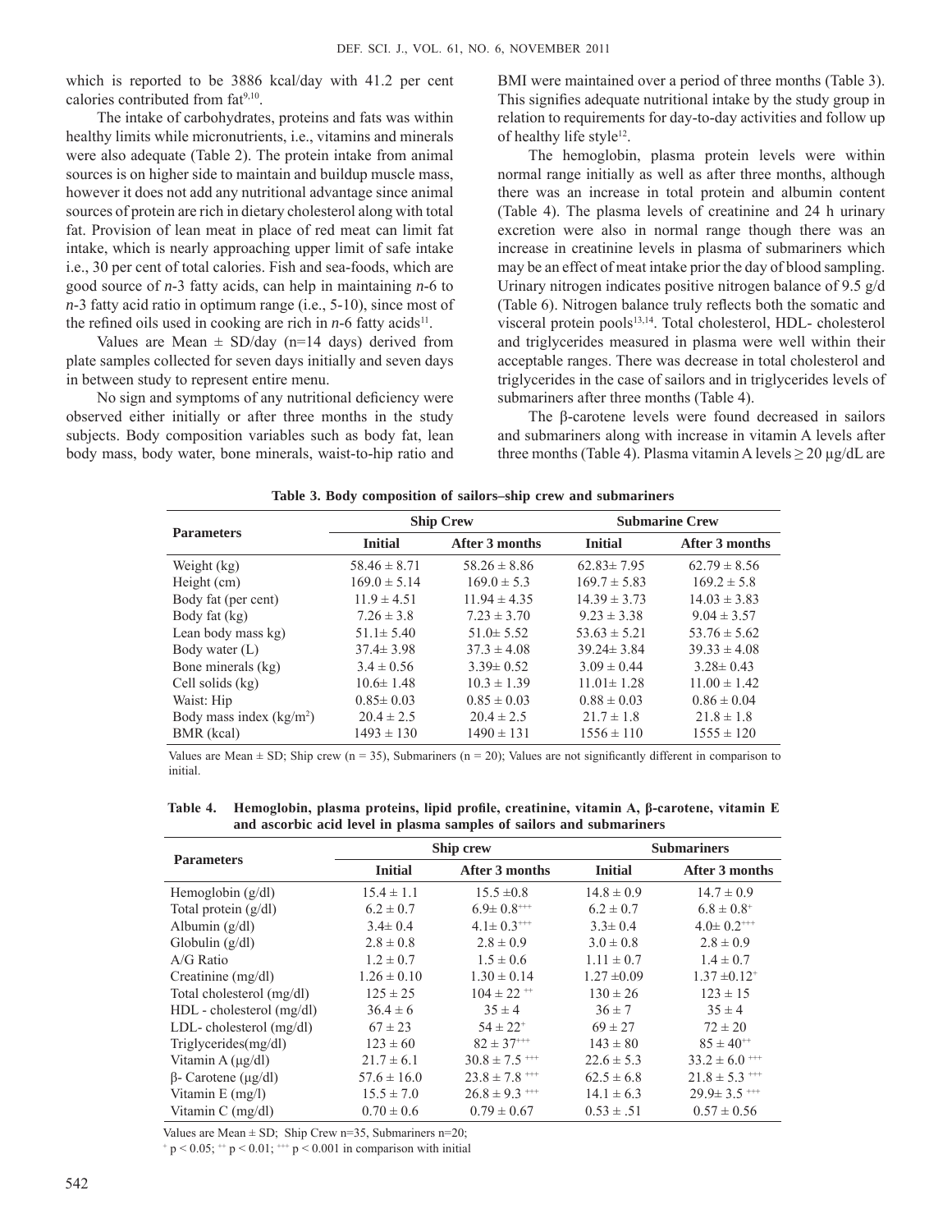which is reported to be 3886 kcal/day with 41.2 per cent calories contributed from fat[9,10].

The intake of carbohydrates, proteins and fats was within healthy limits while micronutrients, i.e., vitamins and minerals were also adequate (Table 2). The protein intake from animal sources is on higher side to maintain and buildup muscle mass, however it does not add any nutritional advantage since animal sources of protein are rich in dietary cholesterol along with total fat. Provision of lean meat in place of red meat can limit fat intake, which is nearly approaching upper limit of safe intake i.e., 30 per cent of total calories. Fish and sea-foods, which are good source of *n*-3 fatty acids, can help in maintaining *n*-6 to *n*-3 fatty acid ratio in optimum range (i.e., 5-10), since most of the refined oils used in cooking are rich in *n*-6 fatty acids[11].

Values are Mean ± SD/day (n=14 days) derived from plate samples collected for seven days initially and seven days in between study to represent entire menu.

No sign and symptoms of any nutritional deficiency were observed either initially or after three months in the study subjects. Body composition variables such as body fat, lean body mass, body water, bone minerals, waist-to-hip ratio and BMI were maintained over a period of three months (Table 3). This signifies adequate nutritional intake by the study group in relation to requirements for day-to-day activities and follow up of healthy life style[12].

The hemoglobin, plasma protein levels were within normal range initially as well as after three months, although there was an increase in total protein and albumin content (Table 4). The plasma levels of creatinine and 24 h urinary excretion were also in normal range though there was an increase in creatinine levels in plasma of submariners which may be an effect of meat intake prior the day of blood sampling. Urinary nitrogen indicates positive nitrogen balance of 9.5 g/d (Table 6). Nitrogen balance truly reflects both the somatic and visceral protein pools[13,14]. Total cholesterol, HDL- cholesterol and triglycerides measured in plasma were well within their acceptable ranges. There was decrease in total cholesterol and triglycerides in the case of sailors and in triglycerides levels of submariners after three months (Table 4).

The β-carotene levels were found decreased in sailors and submariners along with increase in vitamin A levels after three months (Table 4). Plasma vitamin A levels ≥ 20 µg/dL are

**Table 3. Body composition of sailors–ship crew and submariners**

| Parameters | Ship Crew | | Submarine Crew | |
|---|---|---|---|---|
| | Initial | After 3 months | Initial | After 3 months |
| Weight (kg) | 58.46 ± 8.71 | 58.26 ± 8.86 | 62.83± 7.95 | 62.79 ± 8.56 |
| Height (cm) | 169.0 ± 5.14 | 169.0 ± 5.3 | 169.7 ± 5.83 | 169.2 ± 5.8 |
| Body fat (per cent) | 11.9 ± 4.51 | 11.94 ± 4.35 | 14.39 ± 3.73 | 14.03 ± 3.83 |
| Body fat (kg) | 7.26 ± 3.8 | 7.23 ± 3.70 | 9.23 ± 3.38 | 9.04 ± 3.57 |
| Lean body mass kg) | 51.1± 5.40 | 51.0± 5.52 | 53.63 ± 5.21 | 53.76 ± 5.62 |
| Body water (L) | 37.4± 3.98 | 37.3 ± 4.08 | 39.24± 3.84 | 39.33 ± 4.08 |
| Bone minerals (kg) | 3.4 ± 0.56 | 3.39± 0.52 | 3.09 ± 0.44 | 3.28± 0.43 |
| Cell solids (kg) | 10.6± 1.48 | 10.3 ± 1.39 | 11.01± 1.28 | 11.00 ± 1.42 |
| Waist: Hip | 0.85± 0.03 | 0.85 ± 0.03 | 0.88 ± 0.03 | 0.86 ± 0.04 |
| Body mass index ($kg/m^2$) | 20.4 ± 2.5 | 20.4 ± 2.5 | 21.7 ± 1.8 | 21.8 ± 1.8 |
| BMR (kcal) | 1493 ± 130 | 1490 ± 131 | 1556 ± 110 | 1555 ± 120 |

Values are Mean ± SD; Ship crew (n = 35), Submariners (n = 20); Values are not significantly different in comparison to initial.

**Table 4. Hemoglobin, plasma proteins, lipid profile, creatinine, vitamin A, β-carotene, vitamin E and ascorbic acid level in plasma samples of sailors and submariners**

| Parameters | Ship crew | | Submariners | |
|---|---|---|---|---|
| | Initial | After 3 months | Initial | After 3 months |
| Hemoglobin (g/dl) | 15.4 ± 1.1 | 15.5 ±0.8 | 14.8 ± 0.9 | 14.7 ± 0.9 |
| Total protein (g/dl) | 6.2 ± 0.7 | $6.9± 0.8^{+++}$ | 6.2 ± 0.7 | $6.8 ± 0.8^{+}$ |
| Albumin (g/dl) | 3.4± 0.4 | $4.1± 0.3^{+++}$ | 3.3± 0.4 | $4.0± 0.2^{+++}$ |
| Globulin (g/dl) | 2.8 ± 0.8 | 2.8 ± 0.9 | 3.0 ± 0.8 | 2.8 ± 0.9 |
| A/G Ratio | 1.2 ± 0.7 | 1.5 ± 0.6 | 1.11 ± 0.7 | 1.4 ± 0.7 |
| Creatinine (mg/dl) | 1.26 ± 0.10 | 1.30 ± 0.14 | 1.27 ±0.09 | $1.37 ±0.12^{+}$ |
| Total cholesterol (mg/dl) | 125 ± 25 | $104 ± 22^{++}$ | 130 ± 26 | 123 ± 15 |
| HDL - cholesterol (mg/dl) | 36.4 ± 6 | 35 ± 4 | 36 ± 7 | 35 ± 4 |
| LDL- cholesterol (mg/dl) | 67 ± 23 | $54 ± 22^{+}$ | 69 ± 27 | 72 ± 20 |
| Triglycerides(mg/dl) | 123 ± 60 | $82 ± 37^{+++}$ | 143 ± 80 | $85 ± 40^{++}$ |
| Vitamin A (µg/dl) | 21.7 ± 6.1 | $30.8 ± 7.5^{+++}$ | 22.6 ± 5.3 | $33.2 ± 6.0^{+++}$ |
| β- Carotene (µg/dl) | 57.6 ± 16.0 | $23.8 ± 7.8^{+++}$ | 62.5 ± 6.8 | $21.8 ± 5.3^{+++}$ |
| Vitamin E (mg/l) | 15.5 ± 7.0 | $26.8 ± 9.3^{+++}$ | 14.1 ± 6.3 | $29.9± 3.5^{+++}$ |
| Vitamin C (mg/dl) | 0.70 ± 0.6 | 0.79 ± 0.67 | 0.53 ± .51 | 0.57 ± 0.56 |

Values are Mean ± SD; Ship Crew n=35, Submariners n=20;

$^{+}$ $p < 0.05$; $^{++}$ $p < 0.01$; $^{+++}$ $p < 0.001$ in comparison with initial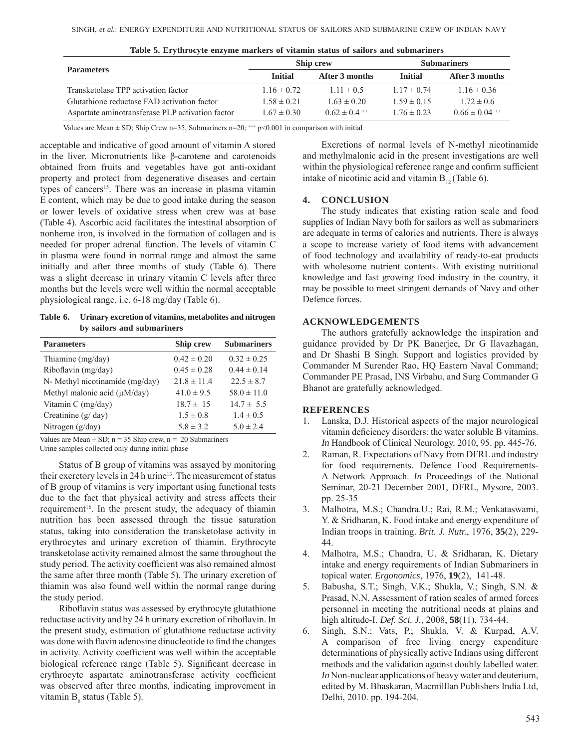**Table 5. Erythrocyte enzyme markers of vitamin status of sailors and submariners**

| Parameters | Ship crew | | Submariners | |
|---|---|---|---|---|
| | Initial | After 3 months | Initial | After 3 months |
| Transketolase TPP activation factor | 1.16 ± 0.72 | 1.11 ± 0.5 | 1.17 ± 0.74 | 1.16 ± 0.36 |
| Glutathione reductase FAD activation factor | 1.58 ± 0.21 | 1.63 ± 0.20 | 1.59 ± 0.15 | 1.72 ± 0.6 |
| Aspartate aminotransferase PLP activation factor | 1.67 ± 0.30 | $0.62 \pm 0.4^{+++}$ | 1.76 ± 0.23 | $0.66 \pm 0.04^{+++}$ |

Values are Mean ± SD; Ship Crew n=35, Submariners n=20; $^{+++}$ $p<0.001$ in comparison with initial

acceptable and indicative of good amount of vitamin A stored in the liver. Micronutrients like β-carotene and carotenoids obtained from fruits and vegetables have got anti-oxidant property and protect from degenerative diseases and certain types of cancers[15]. There was an increase in plasma vitamin E content, which may be due to good intake during the season or lower levels of oxidative stress when crew was at base (Table 4). Ascorbic acid facilitates the intestinal absorption of nonheme iron, is involved in the formation of collagen and is needed for proper adrenal function. The levels of vitamin C in plasma were found in normal range and almost the same initially and after three months of study (Table 6). There was a slight decrease in urinary vitamin C levels after three months but the levels were well within the normal acceptable physiological range, i.e. 6-18 mg/day (Table 6).

**Table 6. Urinary excretion of vitamins, metabolites and nitrogen by sailors and submariners**

| Parameters | Ship crew | Submariners |
|---|---|---|
| Thiamine (mg/day) | 0.42 ± 0.20 | 0.32 ± 0.25 |
| Riboflavin (mg/day) | 0.45 ± 0.28 | 0.44 ± 0.14 |
| N- Methyl nicotinamide (mg/day) | 21.8 ± 11.4 | 22.5 ± 8.7 |
| Methyl malonic acid (μM/day) | 41.0 ± 9.5 | 58.0 ± 11.0 |
| Vitamin C (mg/day) | 18.7 ± 15 | 14.7 ± 5.5 |
| Creatinine (g/ day) | 1.5 ± 0.8 | 1.4 ± 0.5 |
| Nitrogen (g/day) | 5.8 ± 3.2 | 5.0 ± 2.4 |

Values are Mean ± SD; n = 35 Ship crew, n = 20 Submariners
Urine samples collected only during initial phase

Status of B group of vitamins was assayed by monitoring their excretory levels in 24 h urine[13]. The measurement of status of B group of vitamins is very important using functional tests due to the fact that physical activity and stress affects their requirement[16]. In the present study, the adequacy of thiamin nutrition has been assessed through the tissue saturation status, taking into consideration the transketolase activity in erythrocytes and urinary excretion of thiamin. Erythrocyte transketolase activity remained almost the same throughout the study period. The activity coefficient was also remained almost the same after three month (Table 5). The urinary excretion of thiamin was also found well within the normal range during the study period.

Riboflavin status was assessed by erythrocyte glutathione reductase activity and by 24 h urinary excretion of riboflavin. In the present study, estimation of glutathione reductase activity was done with flavin adenosine dinucleotide to find the changes in activity. Activity coefficient was well within the acceptable biological reference range (Table 5). Significant decrease in erythrocyte aspartate aminotransferase activity coefficient was observed after three months, indicating improvement in vitamin $B_6$ status (Table 5).

Excretions of normal levels of N-methyl nicotinamide and methylmalonic acid in the present investigations are well within the physiological reference range and confirm sufficient intake of nicotinic acid and vitamin $B_{12}$ (Table 6).

## 4. CONCLUSION

The study indicates that existing ration scale and food supplies of Indian Navy both for sailors as well as submariners are adequate in terms of calories and nutrients. There is always a scope to increase variety of food items with advancement of food technology and availability of ready-to-eat products with wholesome nutrient contents. With existing nutritional knowledge and fast growing food industry in the country, it may be possible to meet stringent demands of Navy and other Defence forces.

## ACKNOWLEDGEMENTS

The authors gratefully acknowledge the inspiration and guidance provided by Dr PK Banerjee, Dr G Ilavazhagan, and Dr Shashi B Singh. Support and logistics provided by Commander M Surender Rao, HQ Eastern Naval Command; Commander PE Prasad, INS Virbahu, and Surg Commander G Bhanot are gratefully acknowledged.

## REFERENCES

1. Lanska, D.J. Historical aspects of the major neurological vitamin deficiency disorders: the water soluble B vitamins. *In* Handbook of Clinical Neurology. 2010, 95. pp. 445-76.
2. Raman, R. Expectations of Navy from DFRL and industry for food requirements. Defence Food Requirements- A Network Approach. *In* Proceedings of the National Seminar, 20-21 December 2001, DFRL, Mysore, 2003. pp. 25-35
3. Malhotra, M.S.; Chandra.U.; Rai, R.M.; Venkataswami, Y. & Sridharan, K. Food intake and energy expenditure of Indian troops in training. *Brit. J. Nutr.*, 1976, **35**(2), 229-44.
4. Malhotra, M.S.; Chandra, U. & Sridharan, K. Dietary intake and energy requirements of Indian Submariners in topical water. *Ergonomics*, 1976, **19**(2), 141-48.
5. Babusha, S.T.; Singh, V.K.; Shukla, V.; Singh, S.N. & Prasad, N.N. Assessment of ration scales of armed forces personnel in meeting the nutritional needs at plains and high altitude-I. *Def. Sci. J.*, 2008, **58**(11), 734-44.
6. Singh, S.N.; Vats, P.; Shukla, V. & Kurpad, A.V. A comparison of free living energy expenditure determinations of physically active Indians using different methods and the validation against doubly labelled water. *In* Non-nuclear applications of heavy water and deuterium, edited by M. Bhaskaran, Macmilllan Publishers India Ltd, Delhi, 2010. pp. 194-204.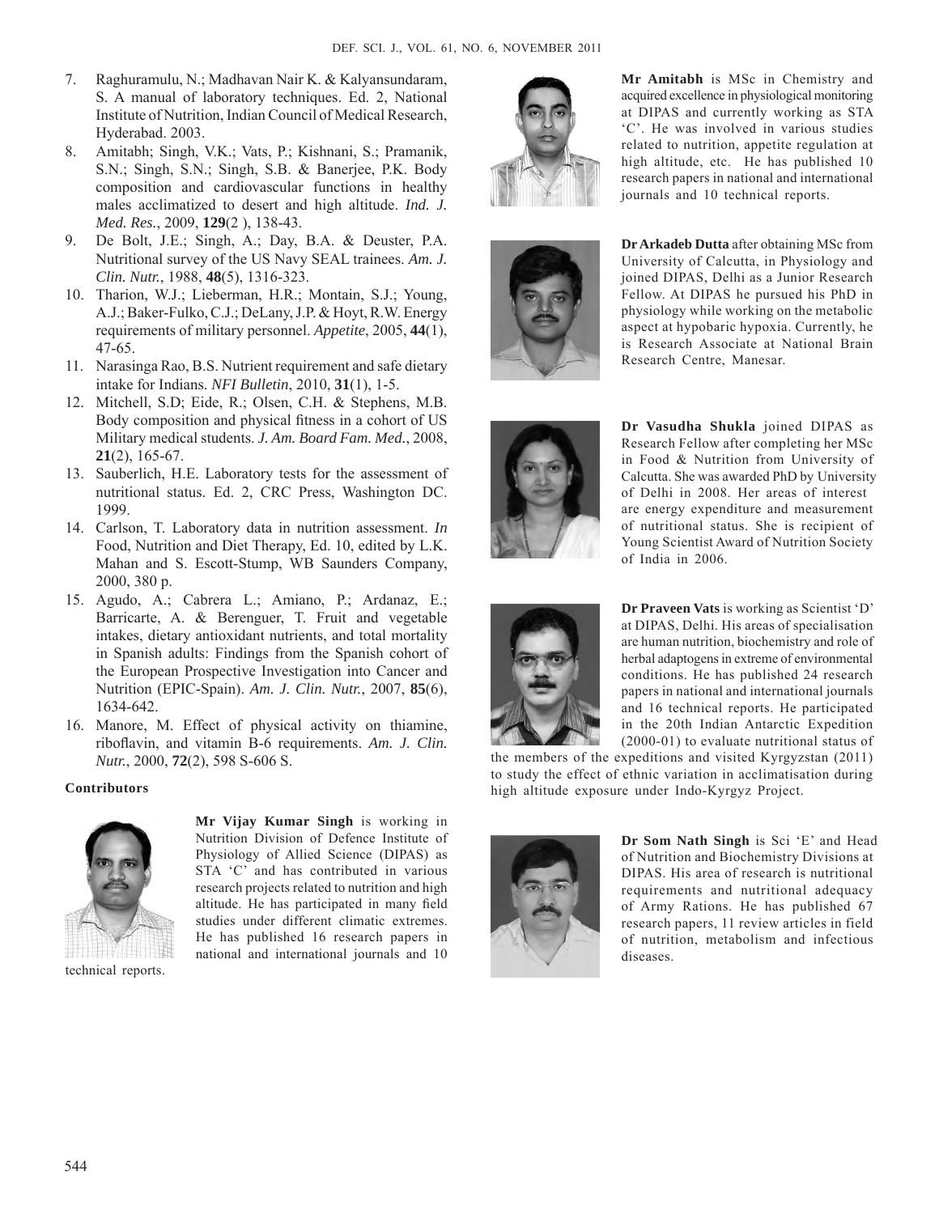7. Raghuramulu, N.; Madhavan Nair K. & Kalyansundaram, S. A manual of laboratory techniques. Ed. 2, National Institute of Nutrition, Indian Council of Medical Research, Hyderabad. 2003.
8. Amitabh; Singh, V.K.; Vats, P.; Kishnani, S.; Pramanik, S.N.; Singh, S.N.; Singh, S.B. & Banerjee, P.K. Body composition and cardiovascular functions in healthy males acclimatized to desert and high altitude. *Ind. J. Med. Res.*, 2009, **129**(2 ), 138-43.
9. De Bolt, J.E.; Singh, A.; Day, B.A. & Deuster, P.A. Nutritional survey of the US Navy SEAL trainees. *Am. J. Clin. Nutr.*, 1988, **48**(5), 1316-323.
10. Tharion, W.J.; Lieberman, H.R.; Montain, S.J.; Young, A.J.; Baker-Fulko, C.J.; DeLany, J.P. & Hoyt, R.W. Energy requirements of military personnel. *Appetite*, 2005, **44**(1), 47-65.
11. Narasinga Rao, B.S. Nutrient requirement and safe dietary intake for Indians. *NFI Bulletin*, 2010, **31**(1), 1-5.
12. Mitchell, S.D; Eide, R.; Olsen, C.H. & Stephens, M.B. Body composition and physical fitness in a cohort of US Military medical students. *J. Am. Board Fam. Med.*, 2008, **21**(2), 165-67.
13. Sauberlich, H.E. Laboratory tests for the assessment of nutritional status. Ed. 2, CRC Press, Washington DC. 1999.
14. Carlson, T. Laboratory data in nutrition assessment. *In* Food, Nutrition and Diet Therapy, Ed. 10, edited by L.K. Mahan and S. Escott-Stump, WB Saunders Company, 2000, 380 p.
15. Agudo, A.; Cabrera L.; Amiano, P.; Ardanaz, E.; Barricarte, A. & Berenguer, T. Fruit and vegetable intakes, dietary antioxidant nutrients, and total mortality in Spanish adults: Findings from the Spanish cohort of the European Prospective Investigation into Cancer and Nutrition (EPIC-Spain). *Am. J. Clin. Nutr.*, 2007, **85**(6), 1634-642.
16. Manore, M. Effect of physical activity on thiamine, riboflavin, and vitamin B-6 requirements. *Am. J. Clin. Nutr.*, 2000, **72**(2), 598 S-606 S.

**Contributors**

**Mr Vijay Kumar Singh** is working in Nutrition Division of Defence Institute of Physiology of Allied Science (DIPAS) as STA 'C' and has contributed in various research projects related to nutrition and high altitude. He has participated in many field studies under different climatic extremes. He has published 16 research papers in national and international journals and 10 technical reports.

**Mr Amitabh** is MSc in Chemistry and acquired excellence in physiological monitoring at DIPAS and currently working as STA 'C'. He was involved in various studies related to nutrition, appetite regulation at high altitude, etc. He has published 10 research papers in national and international journals and 10 technical reports.

**Dr Arkadeb Dutta** after obtaining MSc from University of Calcutta, in Physiology and joined DIPAS, Delhi as a Junior Research Fellow. At DIPAS he pursued his PhD in physiology while working on the metabolic aspect at hypobaric hypoxia. Currently, he is Research Associate at National Brain Research Centre, Manesar.

**Dr Vasudha Shukla** joined DIPAS as Research Fellow after completing her MSc in Food & Nutrition from University of Calcutta. She was awarded PhD by University of Delhi in 2008. Her areas of interest are energy expenditure and measurement of nutritional status. She is recipient of Young Scientist Award of Nutrition Society of India in 2006.

**Dr Praveen Vats** is working as Scientist 'D' at DIPAS, Delhi. His areas of specialisation are human nutrition, biochemistry and role of herbal adaptogens in extreme of environmental conditions. He has published 24 research papers in national and international journals and 16 technical reports. He participated in the 20th Indian Antarctic Expedition (2000-01) to evaluate nutritional status of the members of the expeditions and visited Kyrgyzstan (2011) to study the effect of ethnic variation in acclimatisation during high altitude exposure under Indo-Kyrgyz Project.

**Dr Som Nath Singh** is Sci 'E' and Head of Nutrition and Biochemistry Divisions at DIPAS. His area of research is nutritional requirements and nutritional adequacy of Army Rations. He has published 67 research papers, 11 review articles in field of nutrition, metabolism and infectious diseases.